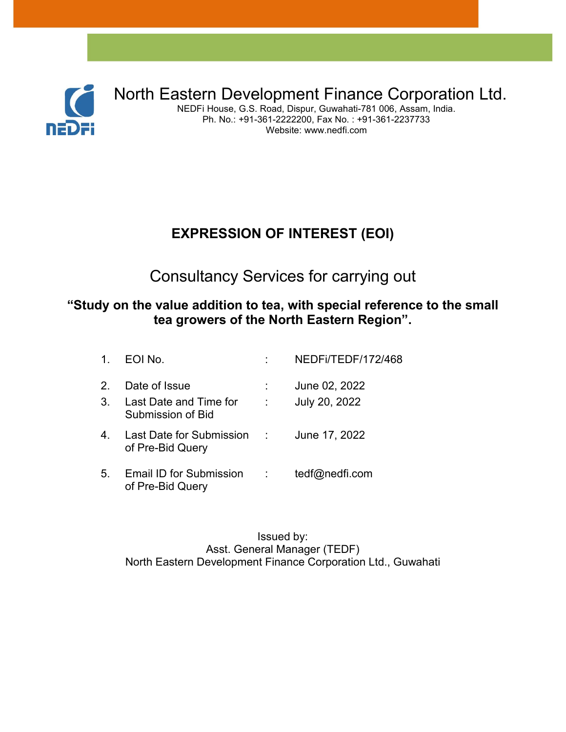# North Eastern Development Finance Corporation Ltd.

NEDFi House, G.S. Road, Dispur, Guwahati-781 006, Assam, India.
Ph. No.: +91-361-2222200, Fax No. : +91-361-2237733
Website: www.nedfi.com

## EXPRESSION OF INTEREST (EOI)

Consultancy Services for carrying out

### "Study on the value addition to tea, with special reference to the small tea growers of the North Eastern Region".

| | | | |
|---|---|---|---|
| 1. | EOI No. | : | NEDFi/TEDF/172/468 |
| 2. | Date of Issue | : | June 02, 2022 |
| 3. | Last Date and Time for Submission of Bid | : | July 20, 2022 |
| 4. | Last Date for Submission of Pre-Bid Query | : | June 17, 2022 |
| 5. | Email ID for Submission of Pre-Bid Query | : | tedf@nedfi.com |

Issued by:
Asst. General Manager (TEDF)
North Eastern Development Finance Corporation Ltd., Guwahati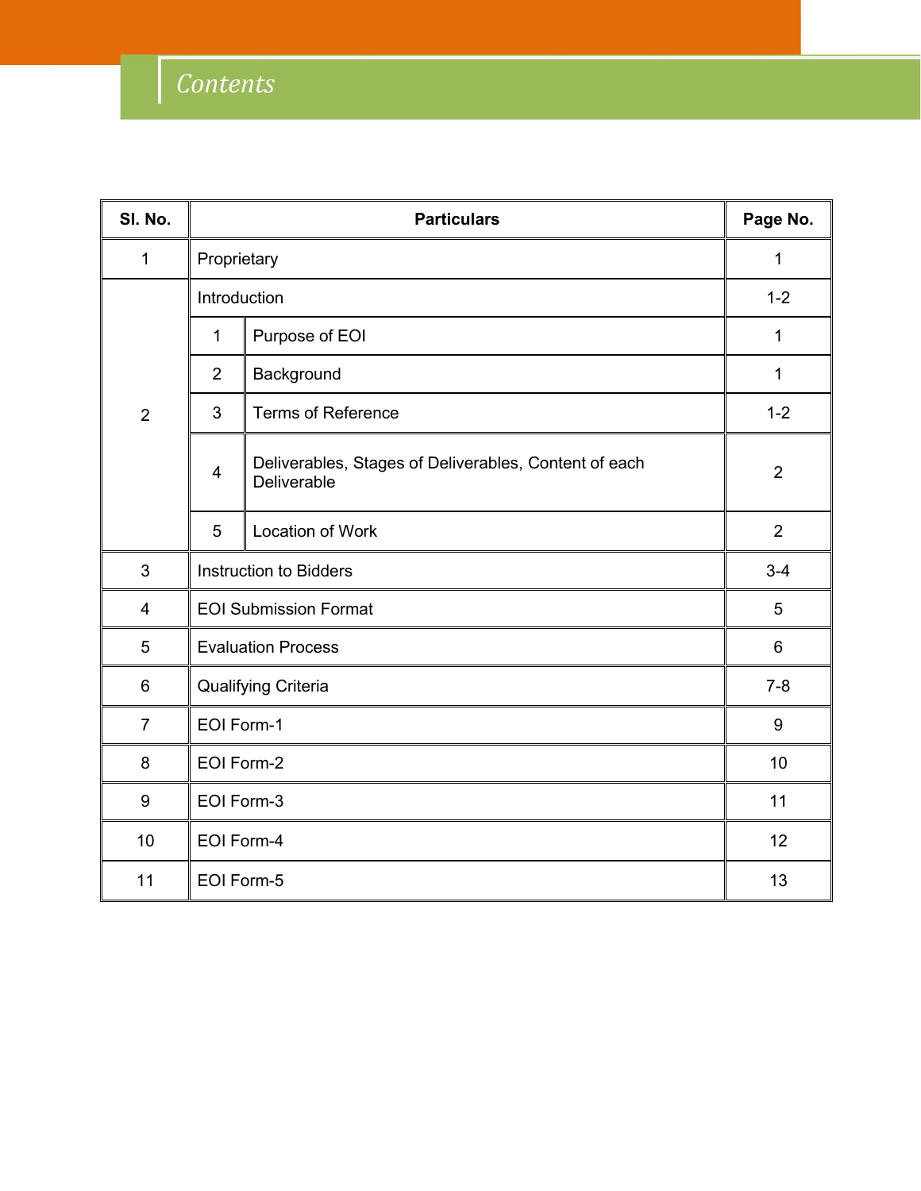# Contents

| Sl. No. | Particulars | | Page No. |
|---|---|---|---|
| 1 | Proprietary | | 1 |
| 2 | Introduction | | 1-2 |
| | 1 | Purpose of EOI | 1 |
| | 2 | Background | 1 |
| | 3 | Terms of Reference | 1-2 |
| | 4 | Deliverables, Stages of Deliverables, Content of each Deliverable | 2 |
| | 5 | Location of Work | 2 |
| 3 | Instruction to Bidders | | 3-4 |
| 4 | EOI Submission Format | | 5 |
| 5 | Evaluation Process | | 6 |
| 6 | Qualifying Criteria | | 7-8 |
| 7 | EOI Form-1 | | 9 |
| 8 | EOI Form-2 | | 10 |
| 9 | EOI Form-3 | | 11 |
| 10 | EOI Form-4 | | 12 |
| 11 | EOI Form-5 | | 13 |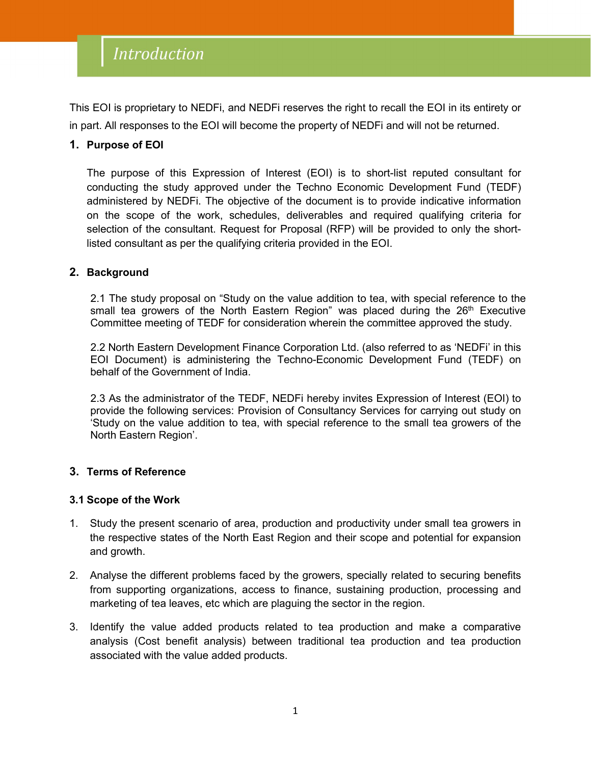# Introduction

This EOI is proprietary to NEDFi, and NEDFi reserves the right to recall the EOI in its entirety or in part. All responses to the EOI will become the property of NEDFi and will not be returned.

## 1. Purpose of EOI

The purpose of this Expression of Interest (EOI) is to short-list reputed consultant for conducting the study approved under the Techno Economic Development Fund (TEDF) administered by NEDFi. The objective of the document is to provide indicative information on the scope of the work, schedules, deliverables and required qualifying criteria for selection of the consultant. Request for Proposal (RFP) will be provided to only the short-listed consultant as per the qualifying criteria provided in the EOI.

## 2. Background

2.1 The study proposal on "Study on the value addition to tea, with special reference to the small tea growers of the North Eastern Region" was placed during the 26th Executive Committee meeting of TEDF for consideration wherein the committee approved the study.

2.2 North Eastern Development Finance Corporation Ltd. (also referred to as 'NEDFi' in this EOI Document) is administering the Techno-Economic Development Fund (TEDF) on behalf of the Government of India.

2.3 As the administrator of the TEDF, NEDFi hereby invites Expression of Interest (EOI) to provide the following services: Provision of Consultancy Services for carrying out study on 'Study on the value addition to tea, with special reference to the small tea growers of the North Eastern Region'.

## 3. Terms of Reference

### 3.1 Scope of the Work

1. Study the present scenario of area, production and productivity under small tea growers in the respective states of the North East Region and their scope and potential for expansion and growth.
2. Analyse the different problems faced by the growers, specially related to securing benefits from supporting organizations, access to finance, sustaining production, processing and marketing of tea leaves, etc which are plaguing the sector in the region.
3. Identify the value added products related to tea production and make a comparative analysis (Cost benefit analysis) between traditional tea production and tea production associated with the value added products.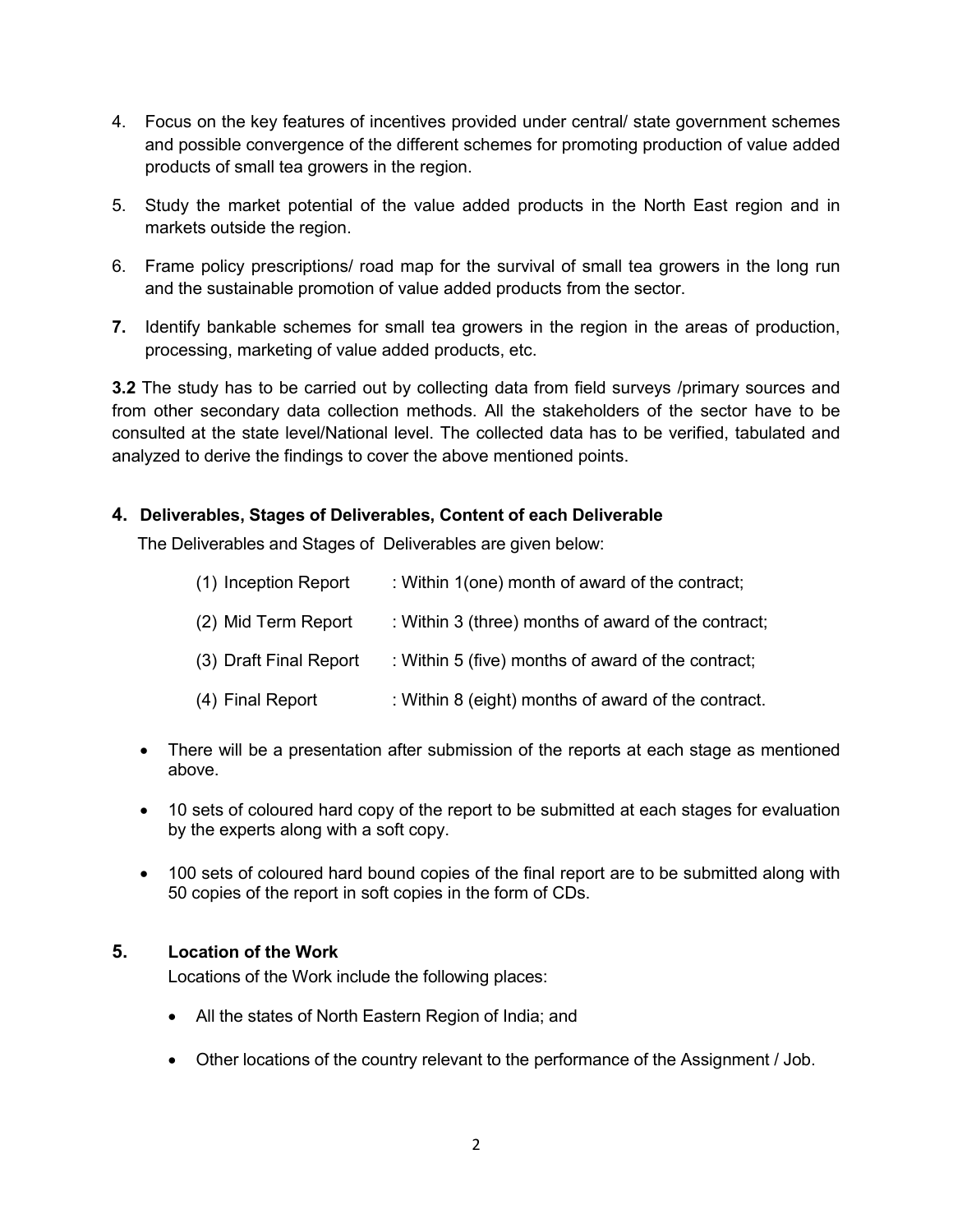4. Focus on the key features of incentives provided under central/ state government schemes and possible convergence of the different schemes for promoting production of value added products of small tea growers in the region.

5. Study the market potential of the value added products in the North East region and in markets outside the region.

6. Frame policy prescriptions/ road map for the survival of small tea growers in the long run and the sustainable promotion of value added products from the sector.

7. Identify bankable schemes for small tea growers in the region in the areas of production, processing, marketing of value added products, etc.

**3.2** The study has to be carried out by collecting data from field surveys /primary sources and from other secondary data collection methods. All the stakeholders of the sector have to be consulted at the state level/National level. The collected data has to be verified, tabulated and analyzed to derive the findings to cover the above mentioned points.

## 4. Deliverables, Stages of Deliverables, Content of each Deliverable

The Deliverables and Stages of Deliverables are given below:

(1) Inception Report : Within 1(one) month of award of the contract;

(2) Mid Term Report : Within 3 (three) months of award of the contract;

(3) Draft Final Report : Within 5 (five) months of award of the contract;

(4) Final Report : Within 8 (eight) months of award of the contract.

- There will be a presentation after submission of the reports at each stage as mentioned above.
- 10 sets of coloured hard copy of the report to be submitted at each stages for evaluation by the experts along with a soft copy.
- 100 sets of coloured hard bound copies of the final report are to be submitted along with 50 copies of the report in soft copies in the form of CDs.

## 5. Location of the Work

Locations of the Work include the following places:

- All the states of North Eastern Region of India; and
- Other locations of the country relevant to the performance of the Assignment / Job.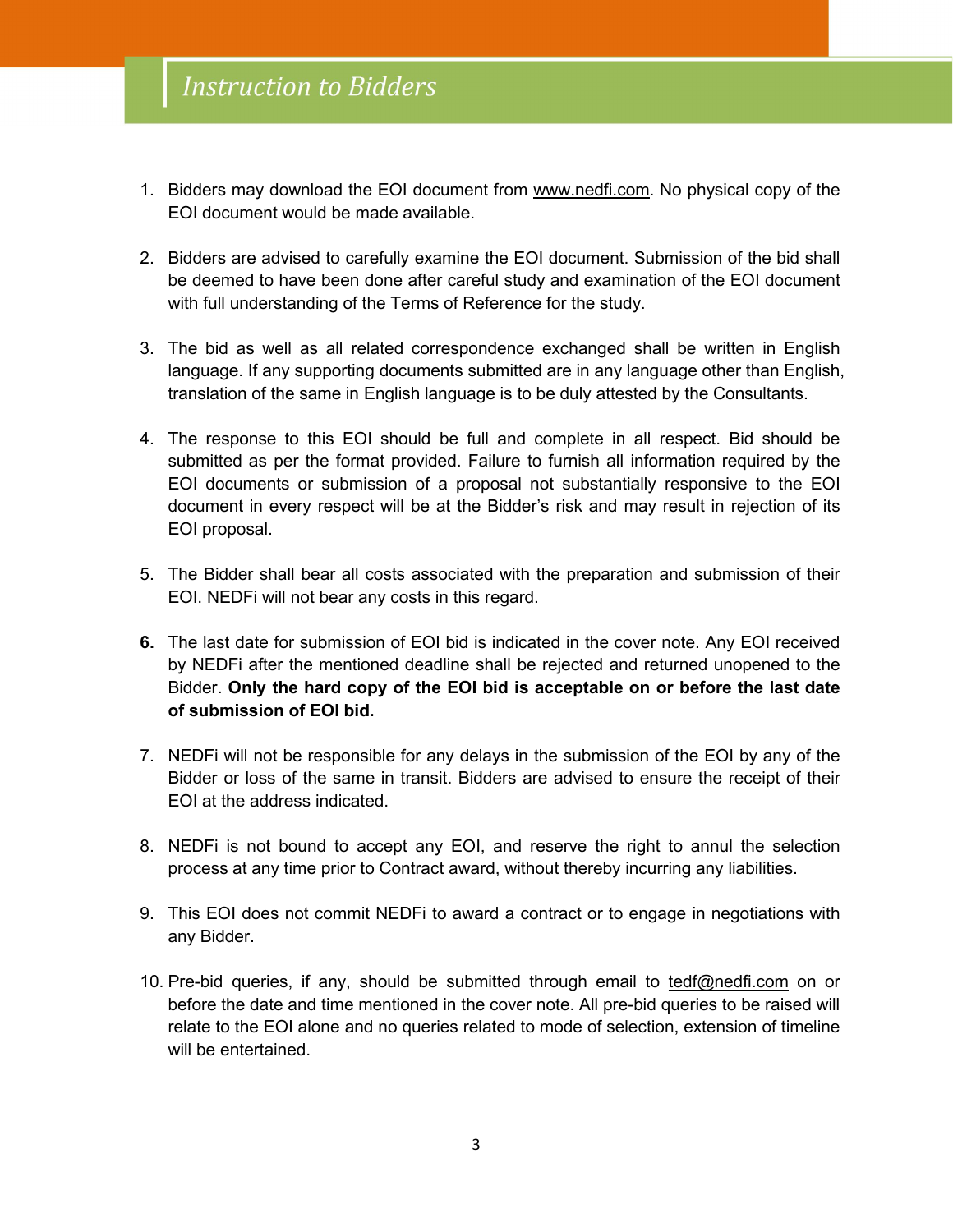# Instruction to Bidders

1. Bidders may download the EOI document from www.nedfi.com. No physical copy of the EOI document would be made available.

2. Bidders are advised to carefully examine the EOI document. Submission of the bid shall be deemed to have been done after careful study and examination of the EOI document with full understanding of the Terms of Reference for the study.

3. The bid as well as all related correspondence exchanged shall be written in English language. If any supporting documents submitted are in any language other than English, translation of the same in English language is to be duly attested by the Consultants.

4. The response to this EOI should be full and complete in all respect. Bid should be submitted as per the format provided. Failure to furnish all information required by the EOI documents or submission of a proposal not substantially responsive to the EOI document in every respect will be at the Bidder's risk and may result in rejection of its EOI proposal.

5. The Bidder shall bear all costs associated with the preparation and submission of their EOI. NEDFi will not bear any costs in this regard.

6. The last date for submission of EOI bid is indicated in the cover note. Any EOI received by NEDFi after the mentioned deadline shall be rejected and returned unopened to the Bidder. **Only the hard copy of the EOI bid is acceptable on or before the last date of submission of EOI bid.**

7. NEDFi will not be responsible for any delays in the submission of the EOI by any of the Bidder or loss of the same in transit. Bidders are advised to ensure the receipt of their EOI at the address indicated.

8. NEDFi is not bound to accept any EOI, and reserve the right to annul the selection process at any time prior to Contract award, without thereby incurring any liabilities.

9. This EOI does not commit NEDFi to award a contract or to engage in negotiations with any Bidder.

10. Pre-bid queries, if any, should be submitted through email to tedf@nedfi.com on or before the date and time mentioned in the cover note. All pre-bid queries to be raised will relate to the EOI alone and no queries related to mode of selection, extension of timeline will be entertained.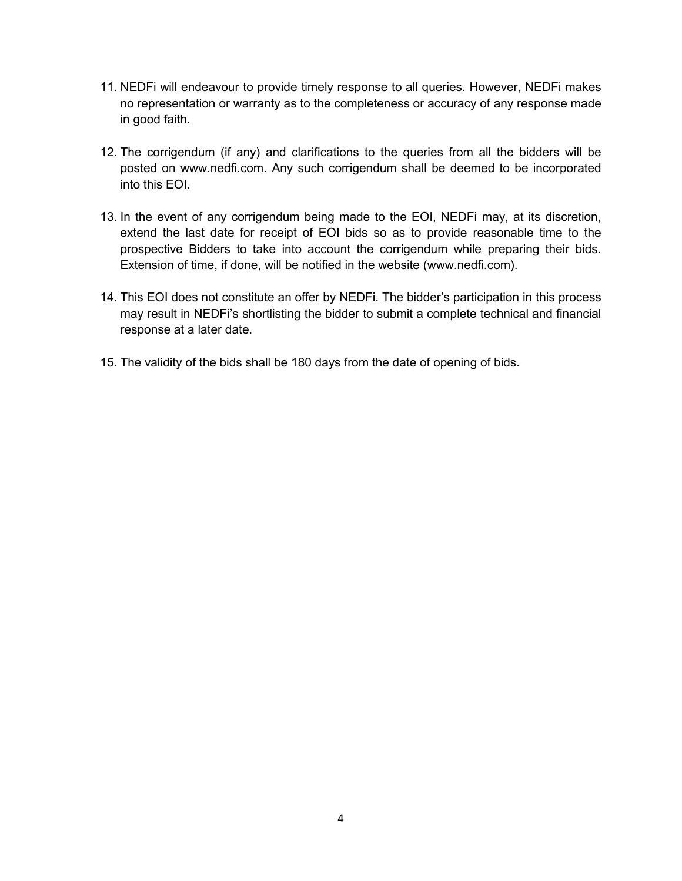11. NEDFi will endeavour to provide timely response to all queries. However, NEDFi makes no representation or warranty as to the completeness or accuracy of any response made in good faith.

12. The corrigendum (if any) and clarifications to the queries from all the bidders will be posted on www.nedfi.com. Any such corrigendum shall be deemed to be incorporated into this EOI.

13. In the event of any corrigendum being made to the EOI, NEDFi may, at its discretion, extend the last date for receipt of EOI bids so as to provide reasonable time to the prospective Bidders to take into account the corrigendum while preparing their bids. Extension of time, if done, will be notified in the website (www.nedfi.com).

14. This EOI does not constitute an offer by NEDFi. The bidder's participation in this process may result in NEDFi's shortlisting the bidder to submit a complete technical and financial response at a later date.

15. The validity of the bids shall be 180 days from the date of opening of bids.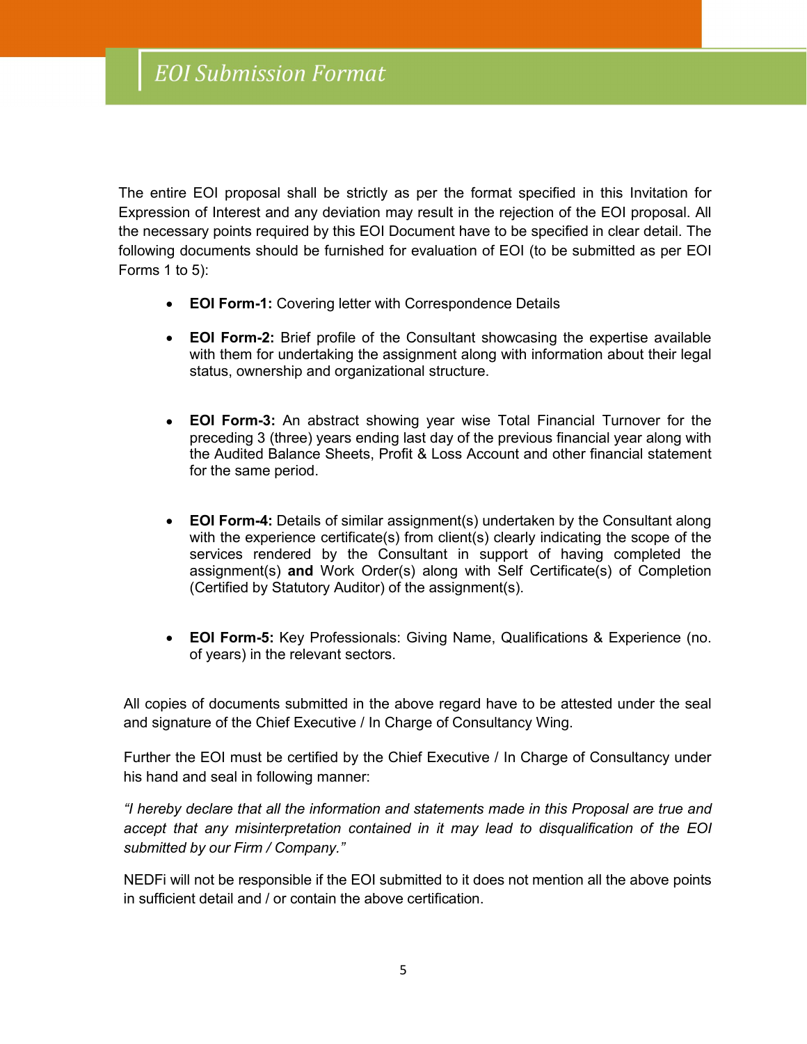# EOI Submission Format

The entire EOI proposal shall be strictly as per the format specified in this Invitation for Expression of Interest and any deviation may result in the rejection of the EOI proposal. All the necessary points required by this EOI Document have to be specified in clear detail. The following documents should be furnished for evaluation of EOI (to be submitted as per EOI Forms 1 to 5):

- **EOI Form-1:** Covering letter with Correspondence Details
- **EOI Form-2:** Brief profile of the Consultant showcasing the expertise available with them for undertaking the assignment along with information about their legal status, ownership and organizational structure.
- **EOI Form-3:** An abstract showing year wise Total Financial Turnover for the preceding 3 (three) years ending last day of the previous financial year along with the Audited Balance Sheets, Profit & Loss Account and other financial statement for the same period.
- **EOI Form-4:** Details of similar assignment(s) undertaken by the Consultant along with the experience certificate(s) from client(s) clearly indicating the scope of the services rendered by the Consultant in support of having completed the assignment(s) **and** Work Order(s) along with Self Certificate(s) of Completion (Certified by Statutory Auditor) of the assignment(s).
- **EOI Form-5:** Key Professionals: Giving Name, Qualifications & Experience (no. of years) in the relevant sectors.

All copies of documents submitted in the above regard have to be attested under the seal and signature of the Chief Executive / In Charge of Consultancy Wing.

Further the EOI must be certified by the Chief Executive / In Charge of Consultancy under his hand and seal in following manner:

*"I hereby declare that all the information and statements made in this Proposal are true and accept that any misinterpretation contained in it may lead to disqualification of the EOI submitted by our Firm / Company."*

NEDFi will not be responsible if the EOI submitted to it does not mention all the above points in sufficient detail and / or contain the above certification.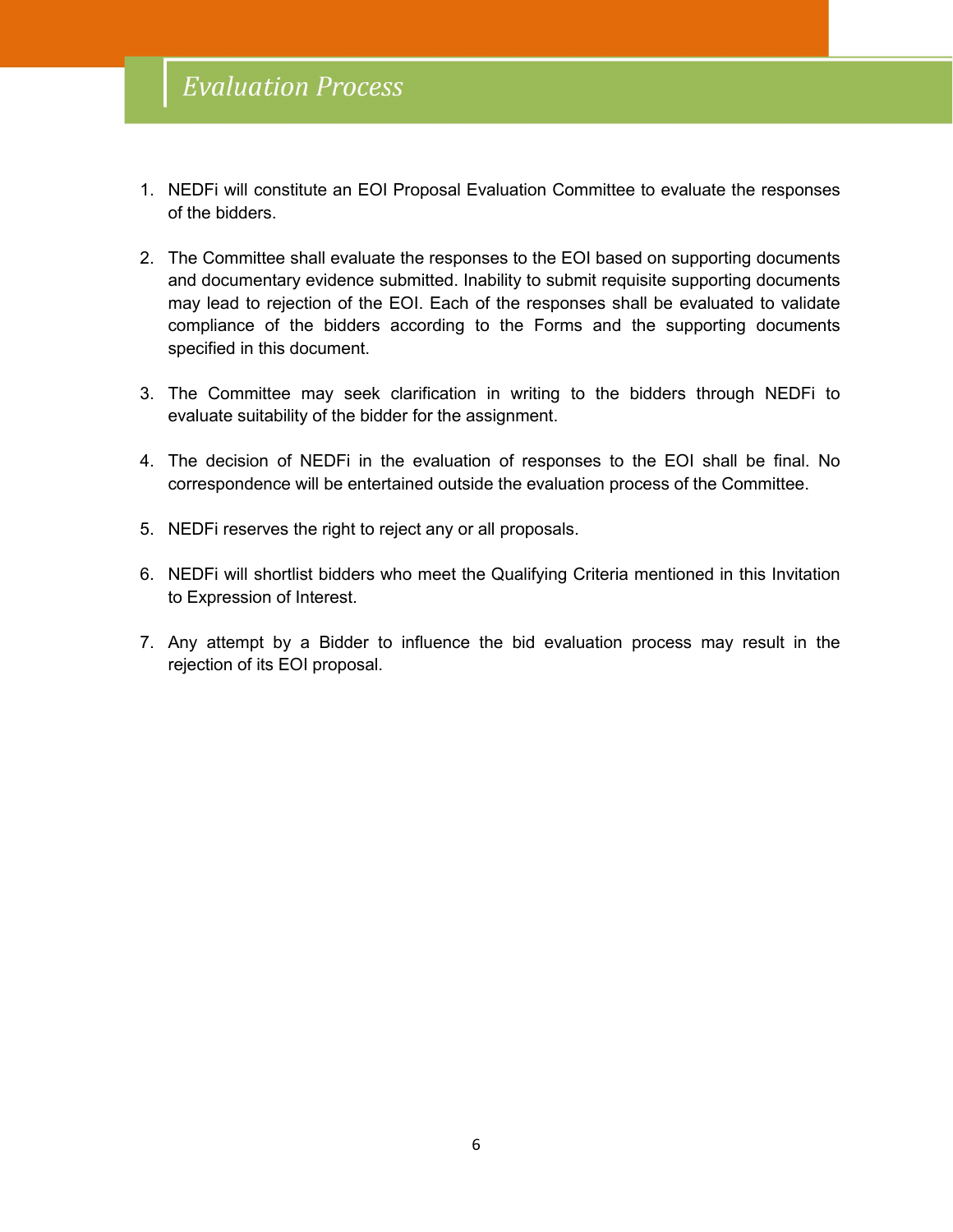# *Evaluation Process*

1. NEDFi will constitute an EOI Proposal Evaluation Committee to evaluate the responses of the bidders.

2. The Committee shall evaluate the responses to the EOI based on supporting documents and documentary evidence submitted. Inability to submit requisite supporting documents may lead to rejection of the EOI. Each of the responses shall be evaluated to validate compliance of the bidders according to the Forms and the supporting documents specified in this document.

3. The Committee may seek clarification in writing to the bidders through NEDFi to evaluate suitability of the bidder for the assignment.

4. The decision of NEDFi in the evaluation of responses to the EOI shall be final. No correspondence will be entertained outside the evaluation process of the Committee.

5. NEDFi reserves the right to reject any or all proposals.

6. NEDFi will shortlist bidders who meet the Qualifying Criteria mentioned in this Invitation to Expression of Interest.

7. Any attempt by a Bidder to influence the bid evaluation process may result in the rejection of its EOI proposal.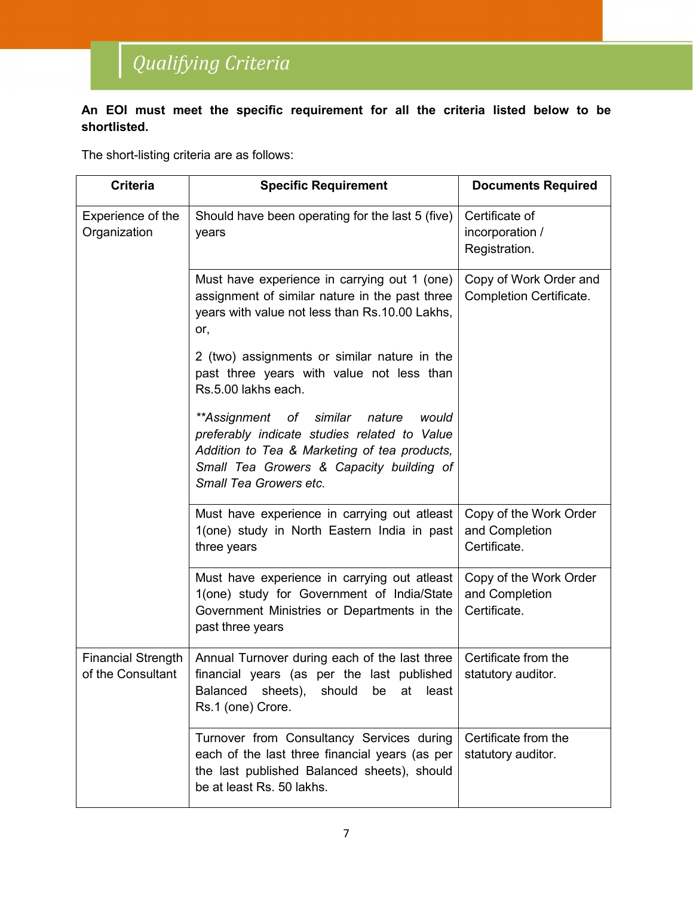## *Qualifying Criteria*

**An EOI must meet the specific requirement for all the criteria listed below to be shortlisted.**

The short-listing criteria are as follows:

| Criteria | Specific Requirement | Documents Required |
|---|---|---|
| Experience of the Organization | Should have been operating for the last 5 (five) years | Certificate of incorporation / Registration. |
| | Must have experience in carrying out 1 (one) assignment of similar nature in the past three years with value not less than Rs.10.00 Lakhs, or,<br><br>2 (two) assignments or similar nature in the past three years with value not less than Rs.5.00 lakhs each.<br><br>*\*\*Assignment of similar nature would preferably indicate studies related to Value Addition to Tea & Marketing of tea products, Small Tea Growers & Capacity building of Small Tea Growers etc.* | Copy of Work Order and Completion Certificate. |
| | Must have experience in carrying out atleast 1(one) study in North Eastern India in past three years | Copy of the Work Order and Completion Certificate. |
| | Must have experience in carrying out atleast 1(one) study for Government of India/State Government Ministries or Departments in the past three years | Copy of the Work Order and Completion Certificate. |
| Financial Strength of the Consultant | Annual Turnover during each of the last three financial years (as per the last published Balanced sheets), should be at least Rs.1 (one) Crore. | Certificate from the statutory auditor. |
| | Turnover from Consultancy Services during each of the last three financial years (as per the last published Balanced sheets), should be at least Rs. 50 lakhs. | Certificate from the statutory auditor. |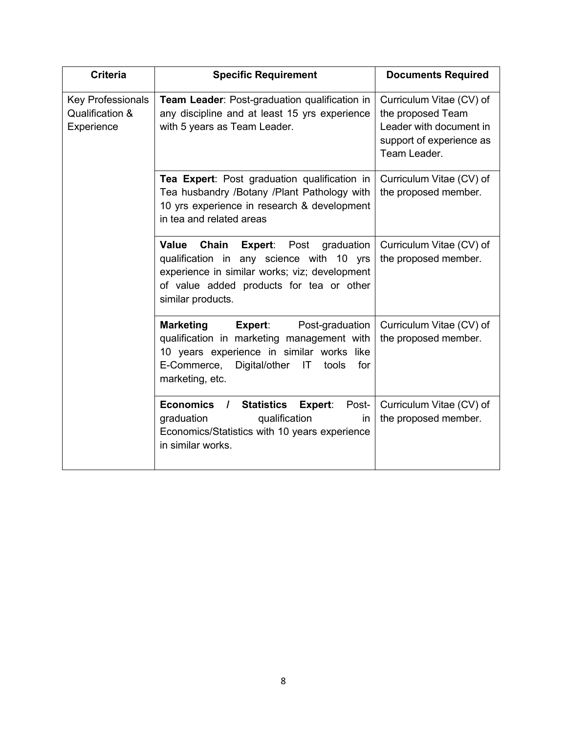| Criteria | Specific Requirement | Documents Required |
| --- | --- | --- |
| Key Professionals Qualification & Experience | **Team Leader**: Post-graduation qualification in any discipline and at least 15 yrs experience with 5 years as Team Leader. | Curriculum Vitae (CV) of the proposed Team Leader with document in support of experience as Team Leader. |
| | **Tea Expert**: Post graduation qualification in Tea husbandry /Botany /Plant Pathology with 10 yrs experience in research & development in tea and related areas | Curriculum Vitae (CV) of the proposed member. |
| | **Value Chain Expert**: Post graduation qualification in any science with 10 yrs experience in similar works; viz; development of value added products for tea or other similar products. | Curriculum Vitae (CV) of the proposed member. |
| | **Marketing Expert**: Post-graduation qualification in marketing management with 10 years experience in similar works like E-Commerce, Digital/other IT tools for marketing, etc. | Curriculum Vitae (CV) of the proposed member. |
| | **Economics / Statistics Expert**: Post-graduation qualification in Economics/Statistics with 10 years experience in similar works. | Curriculum Vitae (CV) of the proposed member. |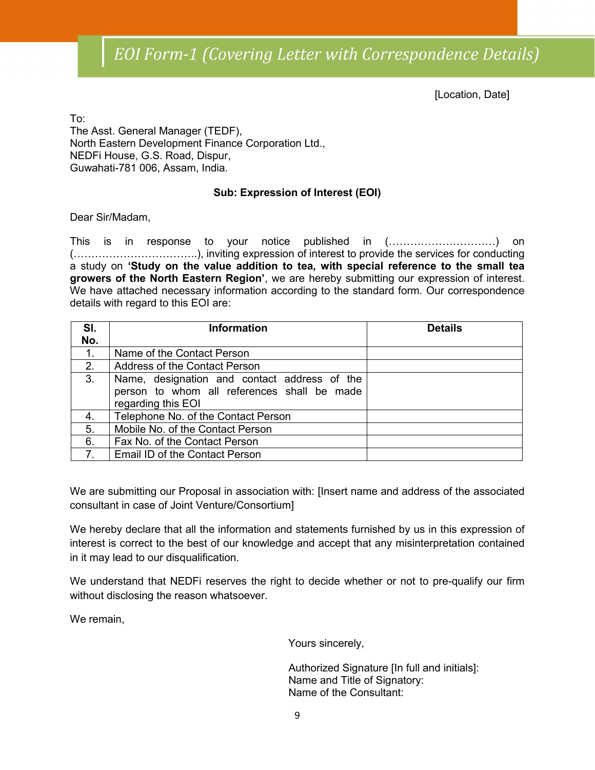## *EOI Form-1 (Covering Letter with Correspondence Details)*

[Location, Date]

To:
The Asst. General Manager (TEDF),
North Eastern Development Finance Corporation Ltd.,
NEDFi House, G.S. Road, Dispur,
Guwahati-781 006, Assam, India.

**Sub: Expression of Interest (EOI)**

Dear Sir/Madam,

This is in response to your notice published in (…………………………) on (……………………………..), inviting expression of interest to provide the services for conducting a study on **'Study on the value addition to tea, with special reference to the small tea growers of the North Eastern Region'**, we are hereby submitting our expression of interest. We have attached necessary information according to the standard form. Our correspondence details with regard to this EOI are:

| Sl. No. | Information | Details |
|---|---|---|
| 1. | Name of the Contact Person | |
| 2. | Address of the Contact Person | |
| 3. | Name, designation and contact address of the person to whom all references shall be made regarding this EOI | |
| 4. | Telephone No. of the Contact Person | |
| 5. | Mobile No. of the Contact Person | |
| 6. | Fax No. of the Contact Person | |
| 7. | Email ID of the Contact Person | |

We are submitting our Proposal in association with: [Insert name and address of the associated consultant in case of Joint Venture/Consortium]

We hereby declare that all the information and statements furnished by us in this expression of interest is correct to the best of our knowledge and accept that any misinterpretation contained in it may lead to our disqualification.

We understand that NEDFi reserves the right to decide whether or not to pre-qualify our firm without disclosing the reason whatsoever.

We remain,

Yours sincerely,

Authorized Signature [In full and initials]:
Name and Title of Signatory:
Name of the Consultant: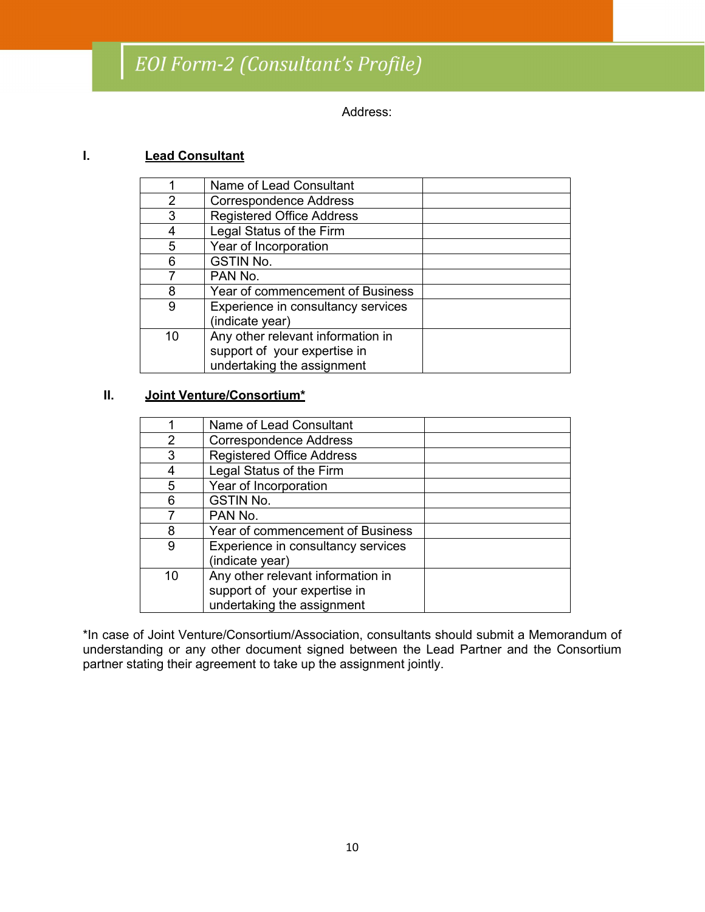# *EOI Form-2 (Consultant's Profile)*

Address:

## I. Lead Consultant

| | | |
|---|---|---|
| 1 | Name of Lead Consultant | |
| 2 | Correspondence Address | |
| 3 | Registered Office Address | |
| 4 | Legal Status of the Firm | |
| 5 | Year of Incorporation | |
| 6 | GSTIN No. | |
| 7 | PAN No. | |
| 8 | Year of commencement of Business | |
| 9 | Experience in consultancy services (indicate year) | |
| 10 | Any other relevant information in support of your expertise in undertaking the assignment | |

## II. Joint Venture/Consortium*

| | | |
|---|---|---|
| 1 | Name of Lead Consultant | |
| 2 | Correspondence Address | |
| 3 | Registered Office Address | |
| 4 | Legal Status of the Firm | |
| 5 | Year of Incorporation | |
| 6 | GSTIN No. | |
| 7 | PAN No. | |
| 8 | Year of commencement of Business | |
| 9 | Experience in consultancy services (indicate year) | |
| 10 | Any other relevant information in support of your expertise in undertaking the assignment | |

*In case of Joint Venture/Consortium/Association, consultants should submit a Memorandum of understanding or any other document signed between the Lead Partner and the Consortium partner stating their agreement to take up the assignment jointly.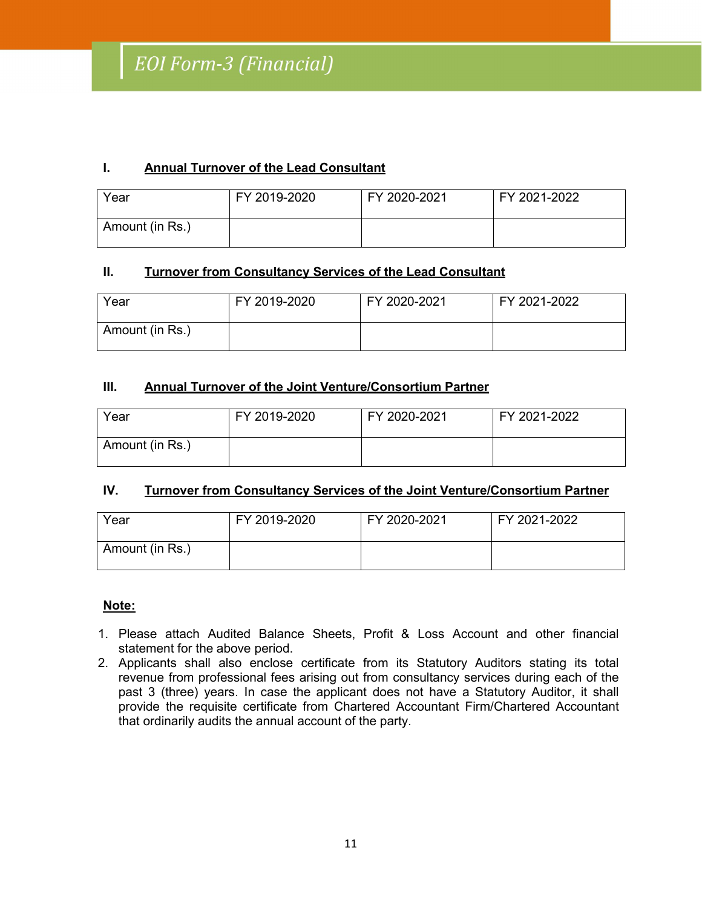# *EOI Form-3 (Financial)*

## I. Annual Turnover of the Lead Consultant

| Year | FY 2019-2020 | FY 2020-2021 | FY 2021-2022 |
|---|---|---|---|
| Amount (in Rs.) | | | |

## II. Turnover from Consultancy Services of the Lead Consultant

| Year | FY 2019-2020 | FY 2020-2021 | FY 2021-2022 |
|---|---|---|---|
| Amount (in Rs.) | | | |

## III. Annual Turnover of the Joint Venture/Consortium Partner

| Year | FY 2019-2020 | FY 2020-2021 | FY 2021-2022 |
|---|---|---|---|
| Amount (in Rs.) | | | |

## IV. Turnover from Consultancy Services of the Joint Venture/Consortium Partner

| Year | FY 2019-2020 | FY 2020-2021 | FY 2021-2022 |
|---|---|---|---|
| Amount (in Rs.) | | | |

**Note:**

1. Please attach Audited Balance Sheets, Profit & Loss Account and other financial statement for the above period.
2. Applicants shall also enclose certificate from its Statutory Auditors stating its total revenue from professional fees arising out from consultancy services during each of the past 3 (three) years. In case the applicant does not have a Statutory Auditor, it shall provide the requisite certificate from Chartered Accountant Firm/Chartered Accountant that ordinarily audits the annual account of the party.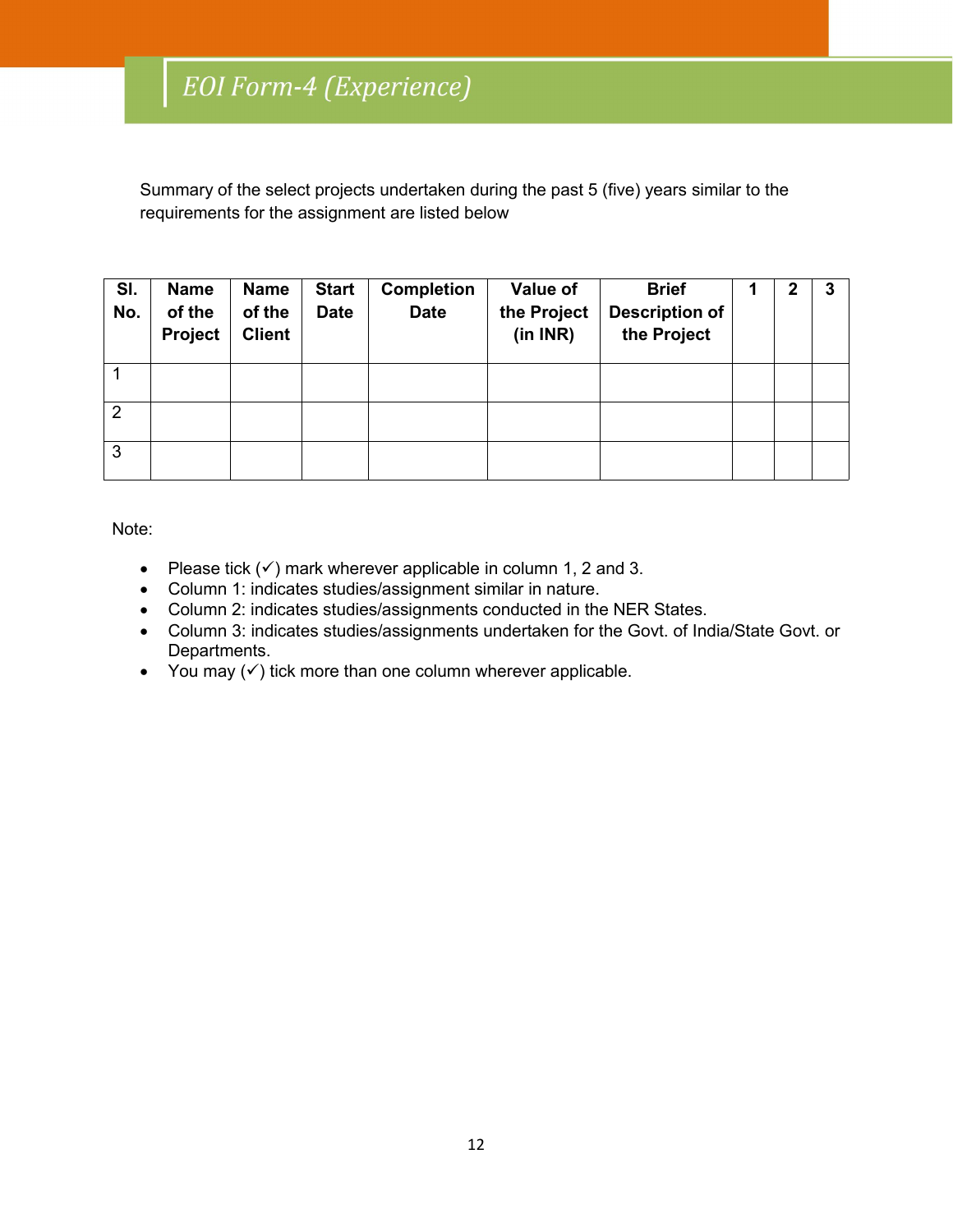# *EOI Form-4 (Experience)*

Summary of the select projects undertaken during the past 5 (five) years similar to the requirements for the assignment are listed below

| Sl. No. | Name of the Project | Name of the Client | Start Date | Completion Date | Value of the Project (in INR) | Brief Description of the Project | 1 | 2 | 3 |
|---|---|---|---|---|---|---|---|---|---|
| 1 | | | | | | | | | |
| 2 | | | | | | | | | |
| 3 | | | | | | | | | |

Note:

- Please tick (✓) mark wherever applicable in column 1, 2 and 3.
- Column 1: indicates studies/assignment similar in nature.
- Column 2: indicates studies/assignments conducted in the NER States.
- Column 3: indicates studies/assignments undertaken for the Govt. of India/State Govt. or Departments.
- You may (✓) tick more than one column wherever applicable.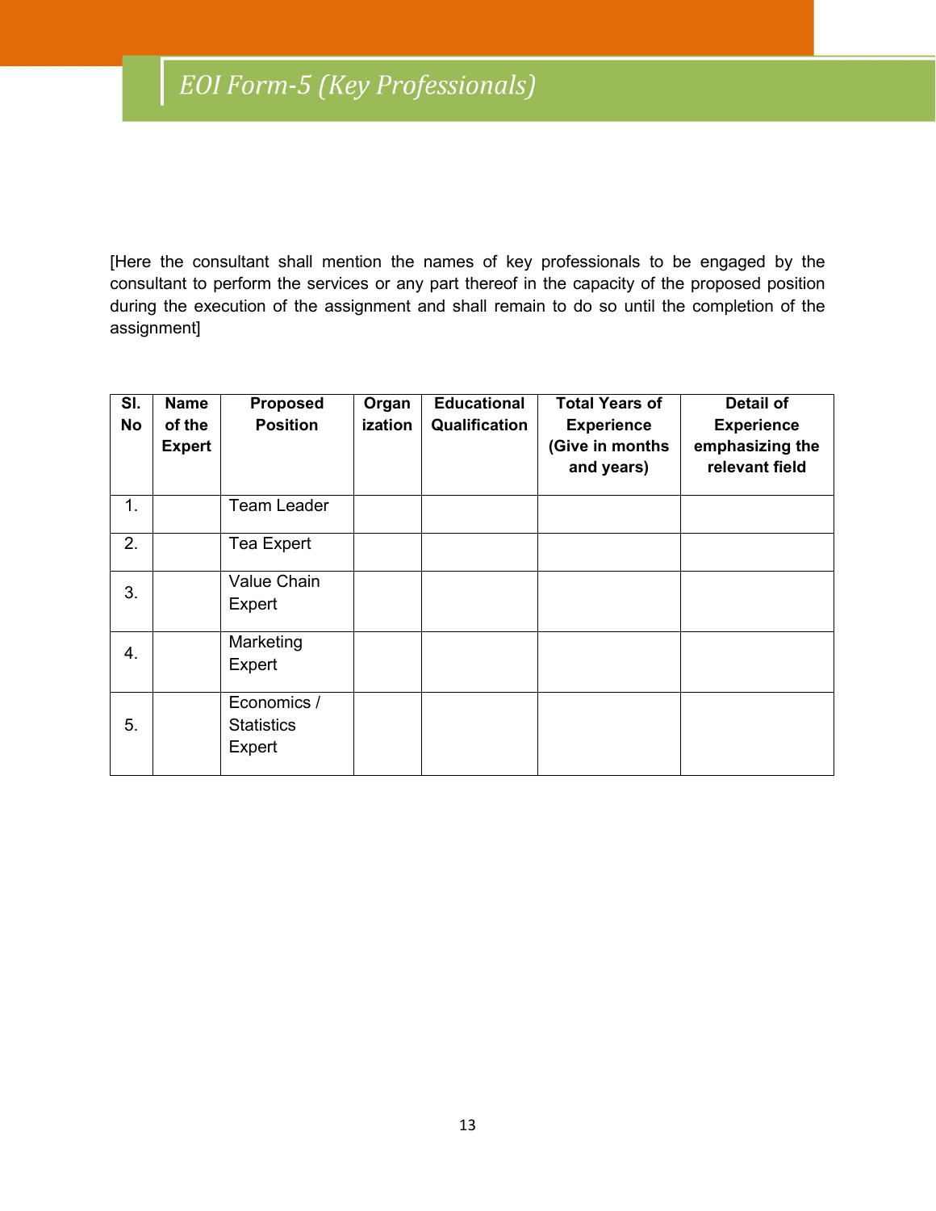# *EOI Form-5 (Key Professionals)*

[Here the consultant shall mention the names of key professionals to be engaged by the consultant to perform the services or any part thereof in the capacity of the proposed position during the execution of the assignment and shall remain to do so until the completion of the assignment]

| Sl. No | Name of the Expert | Proposed Position | Organization | Educational Qualification | Total Years of Experience (Give in months and years) | Detail of Experience emphasizing the relevant field |
|---|---|---|---|---|---|---|
| 1. | | Team Leader | | | | |
| 2. | | Tea Expert | | | | |
| 3. | | Value Chain Expert | | | | |
| 4. | | Marketing Expert | | | | |
| 5. | | Economics / Statistics Expert | | | | |